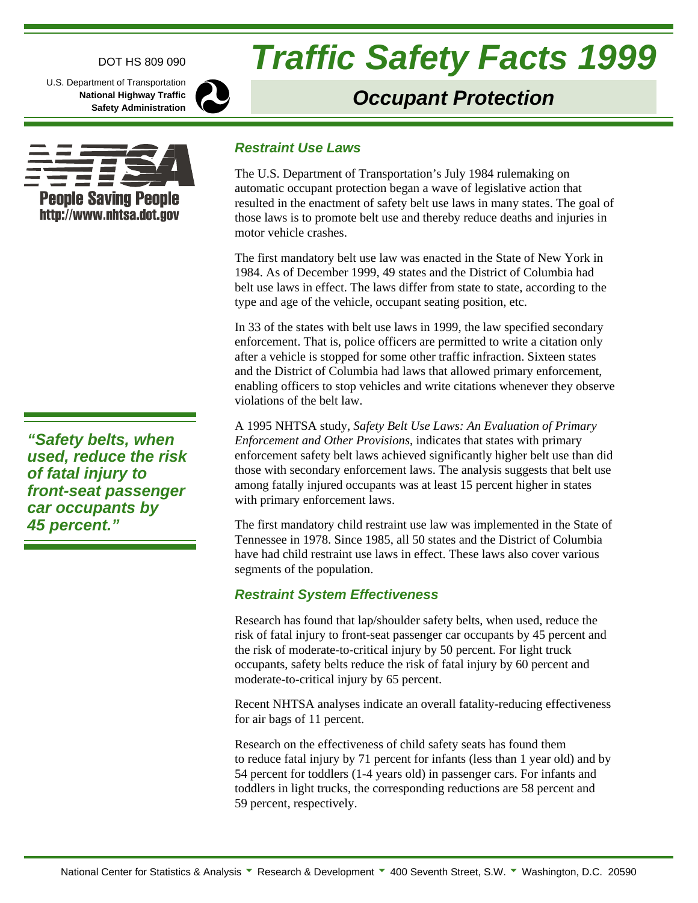DOT HS 809 090

U.S. Department of Transportation
**National Highway Traffic Safety Administration**

# Traffic Safety Facts 1999

## Occupant Protection

NHTSA
**People Saving People**
**http://www.nhtsa.dot.gov**

### Restraint Use Laws

The U.S. Department of Transportation's July 1984 rulemaking on automatic occupant protection began a wave of legislative action that resulted in the enactment of safety belt use laws in many states. The goal of those laws is to promote belt use and thereby reduce deaths and injuries in motor vehicle crashes.

The first mandatory belt use law was enacted in the State of New York in 1984. As of December 1999, 49 states and the District of Columbia had belt use laws in effect. The laws differ from state to state, according to the type and age of the vehicle, occupant seating position, etc.

In 33 of the states with belt use laws in 1999, the law specified secondary enforcement. That is, police officers are permitted to write a citation only after a vehicle is stopped for some other traffic infraction. Sixteen states and the District of Columbia had laws that allowed primary enforcement, enabling officers to stop vehicles and write citations whenever they observe violations of the belt law.

A 1995 NHTSA study, *Safety Belt Use Laws: An Evaluation of Primary Enforcement and Other Provisions*, indicates that states with primary enforcement safety belt laws achieved significantly higher belt use than did those with secondary enforcement laws. The analysis suggests that belt use among fatally injured occupants was at least 15 percent higher in states with primary enforcement laws.

The first mandatory child restraint use law was implemented in the State of Tennessee in 1978. Since 1985, all 50 states and the District of Columbia have had child restraint use laws in effect. These laws also cover various segments of the population.

***"Safety belts, when used, reduce the risk of fatal injury to front-seat passenger car occupants by 45 percent."***

### Restraint System Effectiveness

Research has found that lap/shoulder safety belts, when used, reduce the risk of fatal injury to front-seat passenger car occupants by 45 percent and the risk of moderate-to-critical injury by 50 percent. For light truck occupants, safety belts reduce the risk of fatal injury by 60 percent and moderate-to-critical injury by 65 percent.

Recent NHTSA analyses indicate an overall fatality-reducing effectiveness for air bags of 11 percent.

Research on the effectiveness of child safety seats has found them to reduce fatal injury by 71 percent for infants (less than 1 year old) and by 54 percent for toddlers (1-4 years old) in passenger cars. For infants and toddlers in light trucks, the corresponding reductions are 58 percent and 59 percent, respectively.

National Center for Statistics & Analysis ▼ Research & Development ▼ 400 Seventh Street, S.W. ▼ Washington, D.C. 20590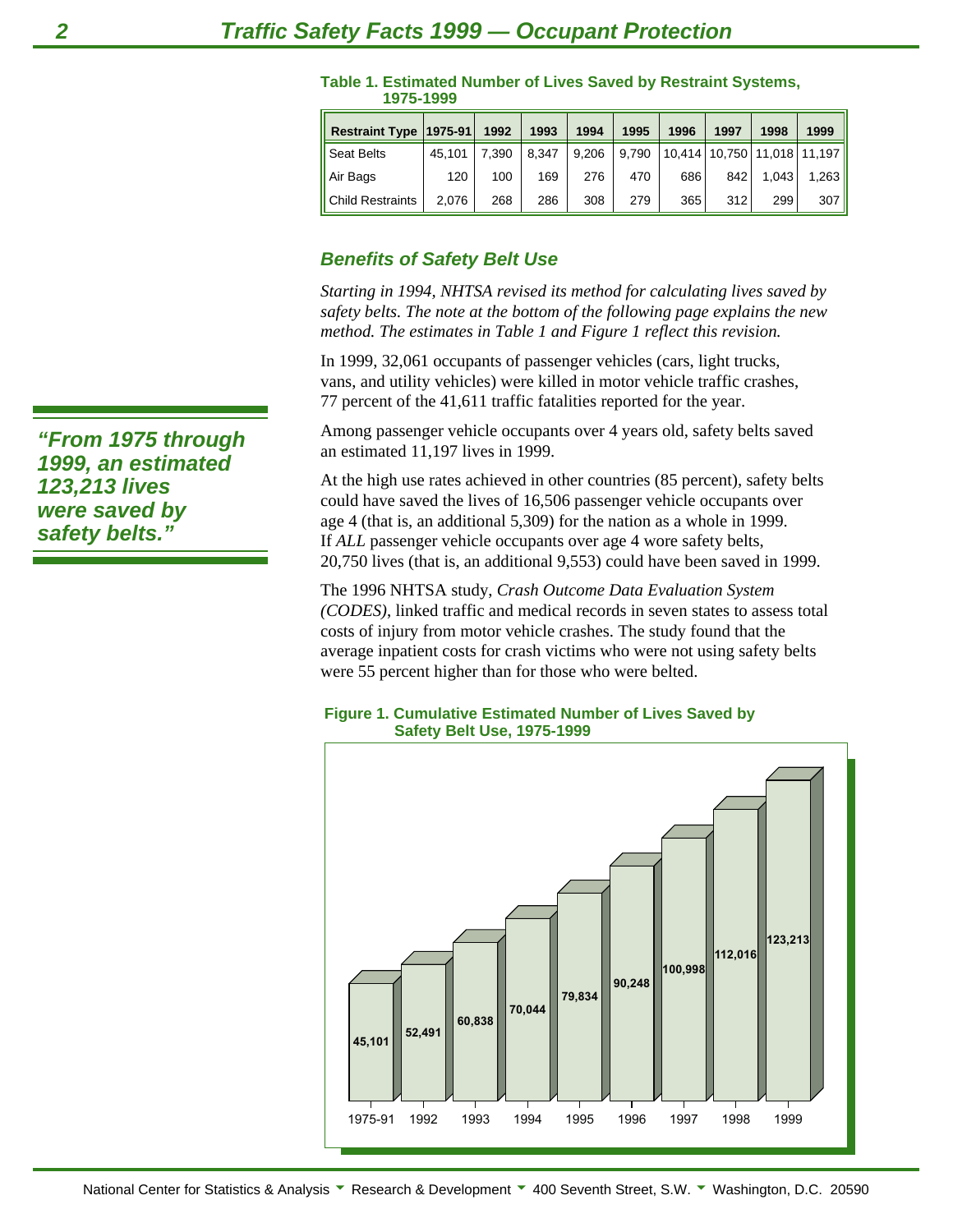**Table 1. Estimated Number of Lives Saved by Restraint Systems, 1975-1999**

| Restraint Type | 1975-91 | 1992 | 1993 | 1994 | 1995 | 1996 | 1997 | 1998 | 1999 |
|---|---|---|---|---|---|---|---|---|---|
| Seat Belts | 45,101 | 7,390 | 8,347 | 9,206 | 9,790 | 10,414 | 10,750 | 11,018 | 11,197 |
| Air Bags | 120 | 100 | 169 | 276 | 470 | 686 | 842 | 1,043 | 1,263 |
| Child Restraints | 2,076 | 268 | 286 | 308 | 279 | 365 | 312 | 299 | 307 |

## Benefits of Safety Belt Use

*Starting in 1994, NHTSA revised its method for calculating lives saved by safety belts. The note at the bottom of the following page explains the new method. The estimates in Table 1 and Figure 1 reflect this revision.*

In 1999, 32,061 occupants of passenger vehicles (cars, light trucks, vans, and utility vehicles) were killed in motor vehicle traffic crashes, 77 percent of the 41,611 traffic fatalities reported for the year.

**"From 1975 through 1999, an estimated 123,213 lives were saved by safety belts."**

Among passenger vehicle occupants over 4 years old, safety belts saved an estimated 11,197 lives in 1999.

At the high use rates achieved in other countries (85 percent), safety belts could have saved the lives of 16,506 passenger vehicle occupants over age 4 (that is, an additional 5,309) for the nation as a whole in 1999. If *ALL* passenger vehicle occupants over age 4 wore safety belts, 20,750 lives (that is, an additional 9,553) could have been saved in 1999.

The 1996 NHTSA study, *Crash Outcome Data Evaluation System (CODES)*, linked traffic and medical records in seven states to assess total costs of injury from motor vehicle crashes. The study found that the average inpatient costs for crash victims who were not using safety belts were 55 percent higher than for those who were belted.

**Figure 1. Cumulative Estimated Number of Lives Saved by Safety Belt Use, 1975-1999**

| Year | Cumulative Lives Saved |
|---|---|
| 1975-91 | 45,101 |
| 1992 | 52,491 |
| 1993 | 60,838 |
| 1994 | 70,044 |
| 1995 | 79,834 |
| 1996 | 90,248 |
| 1997 | 100,998 |
| 1998 | 112,016 |
| 1999 | 123,213 |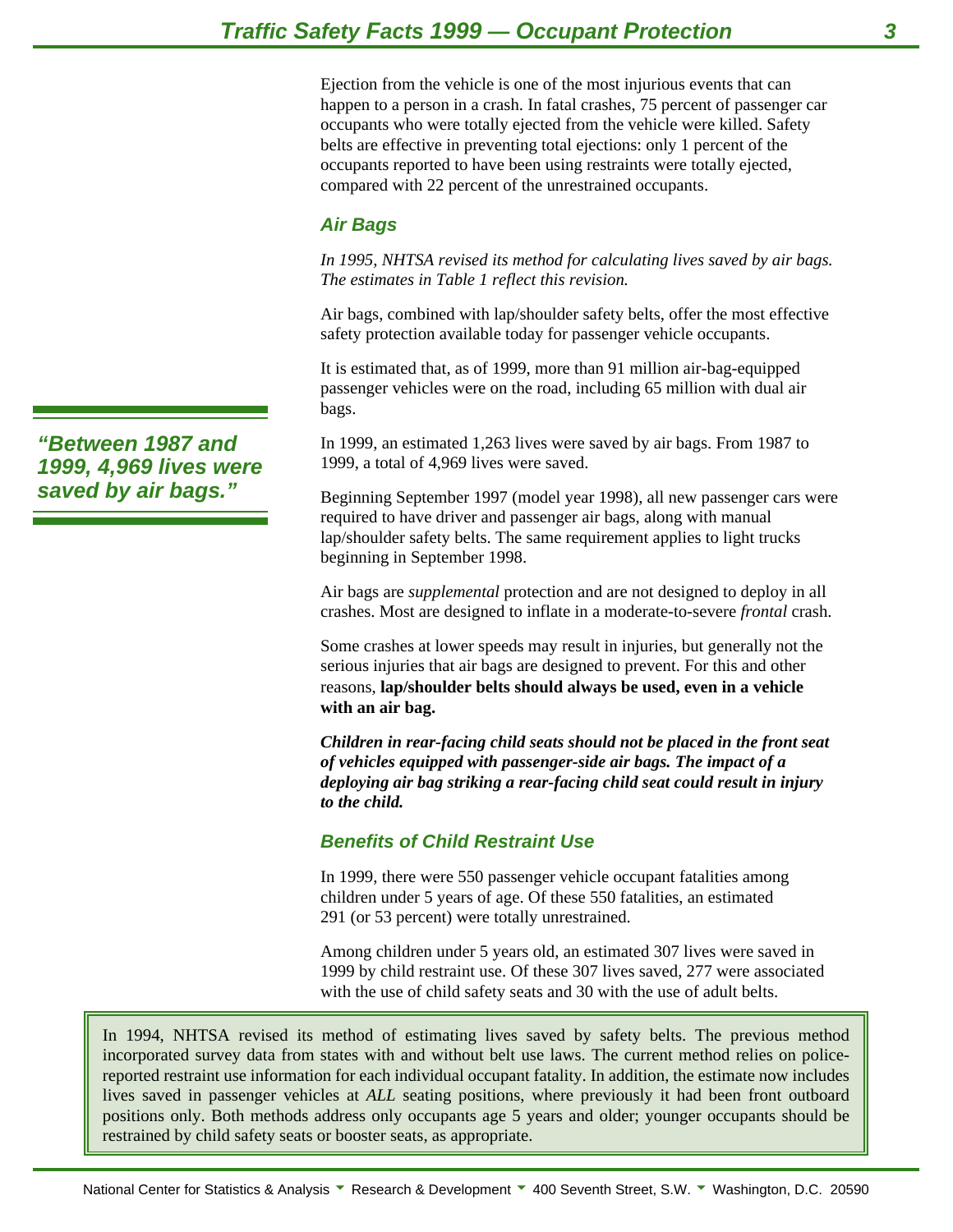Ejection from the vehicle is one of the most injurious events that can happen to a person in a crash. In fatal crashes, 75 percent of passenger car occupants who were totally ejected from the vehicle were killed. Safety belts are effective in preventing total ejections: only 1 percent of the occupants reported to have been using restraints were totally ejected, compared with 22 percent of the unrestrained occupants.

## Air Bags

*In 1995, NHTSA revised its method for calculating lives saved by air bags. The estimates in Table 1 reflect this revision.*

Air bags, combined with lap/shoulder safety belts, offer the most effective safety protection available today for passenger vehicle occupants.

It is estimated that, as of 1999, more than 91 million air-bag-equipped passenger vehicles were on the road, including 65 million with dual air bags.

***"Between 1987 and 1999, 4,969 lives were saved by air bags."***

In 1999, an estimated 1,263 lives were saved by air bags. From 1987 to 1999, a total of 4,969 lives were saved.

Beginning September 1997 (model year 1998), all new passenger cars were required to have driver and passenger air bags, along with manual lap/shoulder safety belts. The same requirement applies to light trucks beginning in September 1998.

Air bags are *supplemental* protection and are not designed to deploy in all crashes. Most are designed to inflate in a moderate-to-severe *frontal* crash.

Some crashes at lower speeds may result in injuries, but generally not the serious injuries that air bags are designed to prevent. For this and other reasons, **lap/shoulder belts should always be used, even in a vehicle with an air bag.**

***Children in rear-facing child seats should not be placed in the front seat of vehicles equipped with passenger-side air bags. The impact of a deploying air bag striking a rear-facing child seat could result in injury to the child.***

## Benefits of Child Restraint Use

In 1999, there were 550 passenger vehicle occupant fatalities among children under 5 years of age. Of these 550 fatalities, an estimated 291 (or 53 percent) were totally unrestrained.

Among children under 5 years old, an estimated 307 lives were saved in 1999 by child restraint use. Of these 307 lives saved, 277 were associated with the use of child safety seats and 30 with the use of adult belts.

In 1994, NHTSA revised its method of estimating lives saved by safety belts. The previous method incorporated survey data from states with and without belt use laws. The current method relies on police-reported restraint use information for each individual occupant fatality. In addition, the estimate now includes lives saved in passenger vehicles at *ALL* seating positions, where previously it had been front outboard positions only. Both methods address only occupants age 5 years and older; younger occupants should be restrained by child safety seats or booster seats, as appropriate.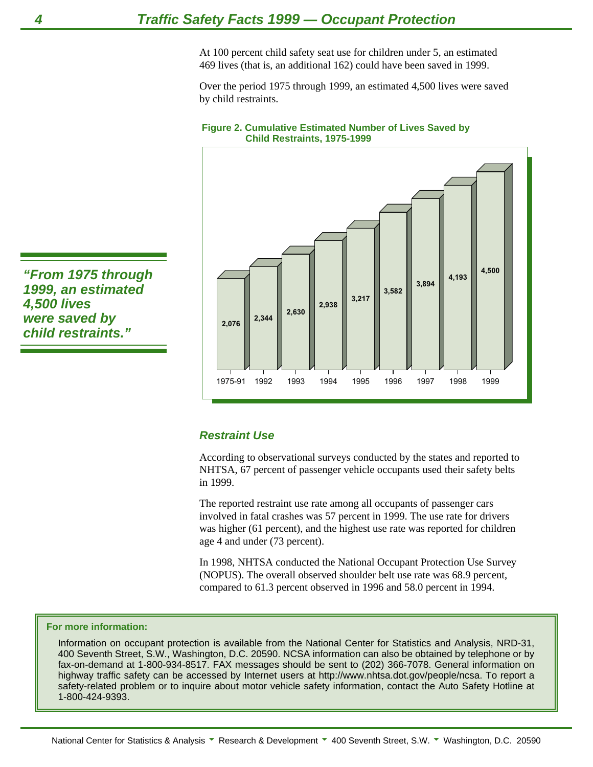At 100 percent child safety seat use for children under 5, an estimated 469 lives (that is, an additional 162) could have been saved in 1999.

Over the period 1975 through 1999, an estimated 4,500 lives were saved by child restraints.

> ***"From 1975 through 1999, an estimated 4,500 lives were saved by child restraints."***

**Figure 2. Cumulative Estimated Number of Lives Saved by Child Restraints, 1975-1999**

2,076
2,344
2,630
2,938
3,217
3,582
3,894
4,193
4,500

1975-91
1992
1993
1994
1995
1996
1997
1998
1999

## *Restraint Use*

According to observational surveys conducted by the states and reported to NHTSA, 67 percent of passenger vehicle occupants used their safety belts in 1999.

The reported restraint use rate among all occupants of passenger cars involved in fatal crashes was 57 percent in 1999. The use rate for drivers was higher (61 percent), and the highest use rate was reported for children age 4 and under (73 percent).

In 1998, NHTSA conducted the National Occupant Protection Use Survey (NOPUS). The overall observed shoulder belt use rate was 68.9 percent, compared to 61.3 percent observed in 1996 and 58.0 percent in 1994.

**For more information:**

Information on occupant protection is available from the National Center for Statistics and Analysis, NRD-31, 400 Seventh Street, S.W., Washington, D.C. 20590. NCSA information can also be obtained by telephone or by fax-on-demand at 1-800-934-8517. FAX messages should be sent to (202) 366-7078. General information on highway traffic safety can be accessed by Internet users at http://www.nhtsa.dot.gov/people/ncsa. To report a safety-related problem or to inquire about motor vehicle safety information, contact the Auto Safety Hotline at 1-800-424-9393.